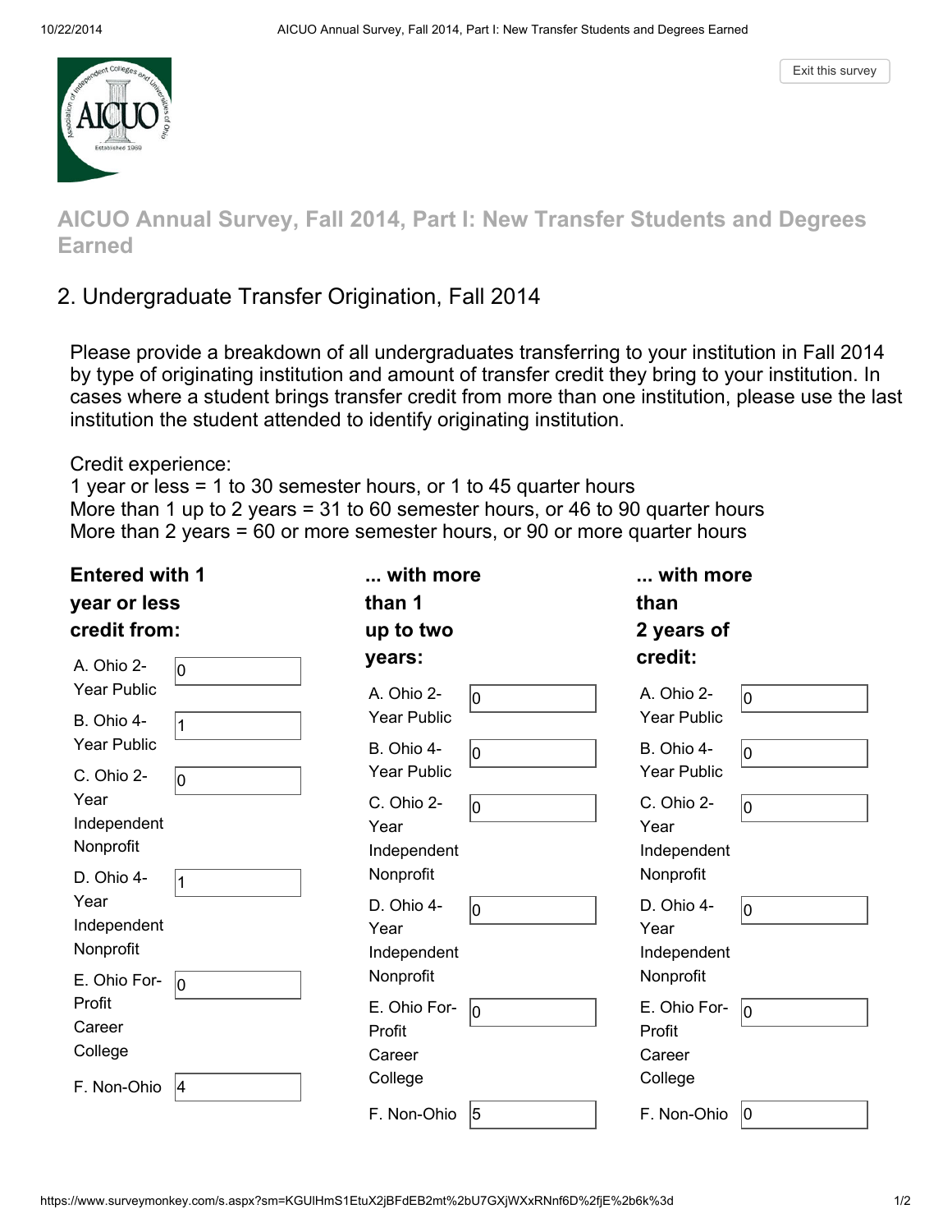# AICUO Annual Survey, Fall 2014, Part I: New Transfer Students and Degrees Earned

## 2. Undergraduate Transfer Origination, Fall 2014

Please provide a breakdown of all undergraduates transferring to your institution in Fall 2014 by type of originating institution and amount of transfer credit they bring to your institution. In cases where a student brings transfer credit from more than one institution, please use the last institution the student attended to identify originating institution.

Credit experience:
1 year or less = 1 to 30 semester hours, or 1 to 45 quarter hours
More than 1 up to 2 years = 31 to 60 semester hours, or 46 to 90 quarter hours
More than 2 years = 60 or more semester hours, or 90 or more quarter hours

| | Entered with 1 year or less credit from: | ... with more than 1 up to two years: | ... with more than 2 years of credit: |
|---|---|---|---|
| A. Ohio 2-Year Public | 0 | 0 | 0 |
| B. Ohio 4-Year Public | 1 | 0 | 0 |
| C. Ohio 2-Year Independent Nonprofit | 0 | 0 | 0 |
| D. Ohio 4-Year Independent Nonprofit | 1 | 0 | 0 |
| E. Ohio For-Profit Career College | 0 | 0 | 0 |
| F. Non-Ohio | 4 | 5 | 0 |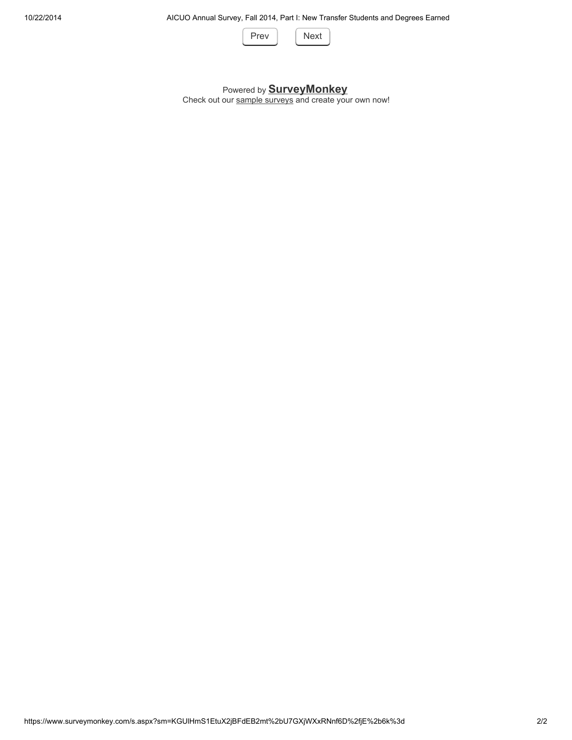Prev Next

Powered by **SurveyMonkey**
Check out our sample surveys and create your own now!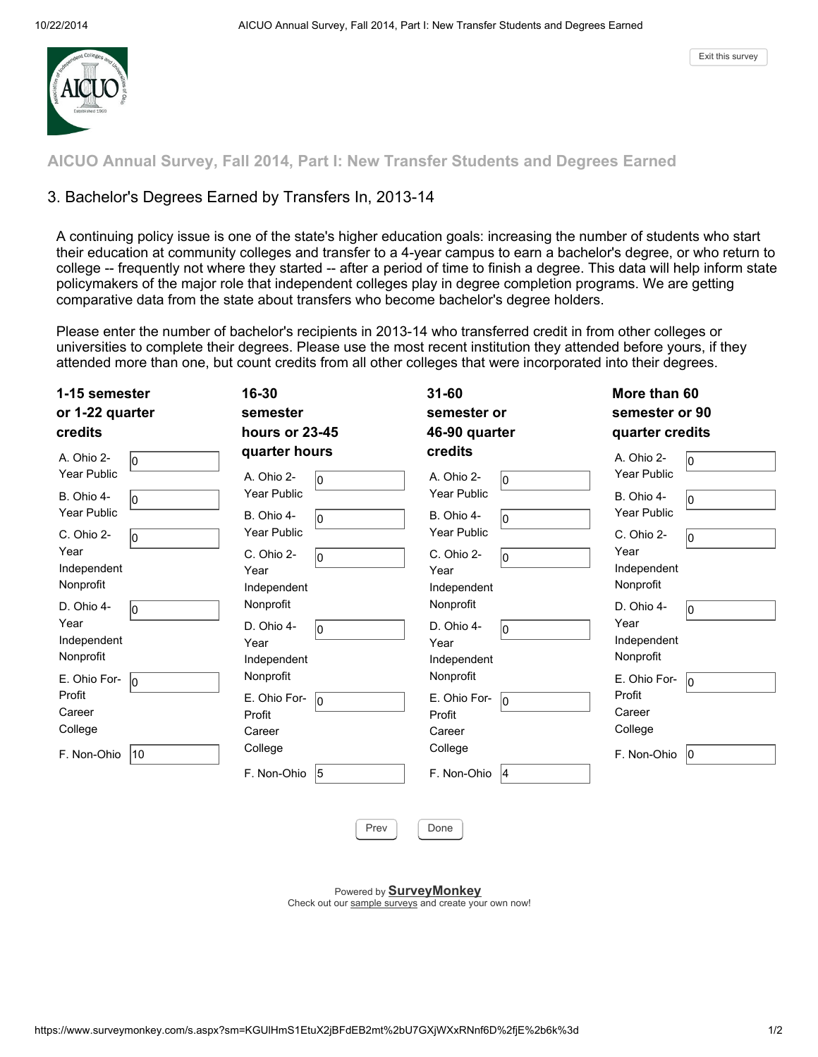## AICUO Annual Survey, Fall 2014, Part I: New Transfer Students and Degrees Earned

### 3. Bachelor's Degrees Earned by Transfers In, 2013-14

A continuing policy issue is one of the state's higher education goals: increasing the number of students who start their education at community colleges and transfer to a 4-year campus to earn a bachelor's degree, or who return to college -- frequently not where they started -- after a period of time to finish a degree. This data will help inform state policymakers of the major role that independent colleges play in degree completion programs. We are getting comparative data from the state about transfers who become bachelor's degree holders.

Please enter the number of bachelor's recipients in 2013-14 who transferred credit in from other colleges or universities to complete their degrees. Please use the most recent institution they attended before yours, if they attended more than one, but count credits from all other colleges that were incorporated into their degrees.

| | 1-15 semester or 1-22 quarter credits | 16-30 semester hours or 23-45 quarter hours | 31-60 semester or 46-90 quarter credits | More than 60 semester or 90 quarter credits |
|---|---|---|---|---|
| A. Ohio 2-Year Public | 0 | 0 | 0 | 0 |
| B. Ohio 4-Year Public | 0 | 0 | 0 | 0 |
| C. Ohio 2-Year Independent Nonprofit | 0 | 0 | 0 | 0 |
| D. Ohio 4-Year Independent Nonprofit | 0 | 0 | 0 | 0 |
| E. Ohio For-Profit Career College | 0 | 0 | 0 | 0 |
| F. Non-Ohio | 10 | 5 | 4 | 0 |

Prev | Done

Powered by **SurveyMonkey**
Check out our sample surveys and create your own now!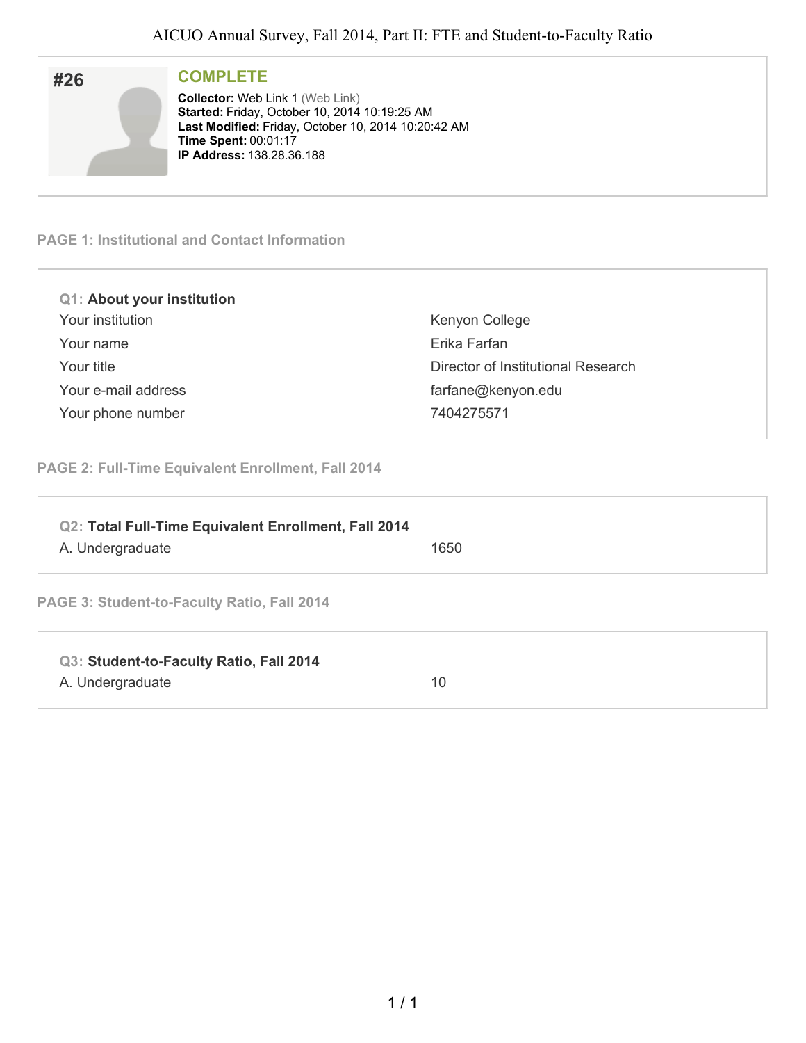# AICUO Annual Survey, Fall 2014, Part II: FTE and Student-to-Faculty Ratio

## #26

**COMPLETE**

**Collector:** Web Link 1 (Web Link)
**Started:** Friday, October 10, 2014 10:19:25 AM
**Last Modified:** Friday, October 10, 2014 10:20:42 AM
**Time Spent:** 00:01:17
**IP Address:** 138.28.36.188

### PAGE 1: Institutional and Contact Information

**Q1: About your institution**

| | |
|---|---|
| Your institution | Kenyon College |
| Your name | Erika Farfan |
| Your title | Director of Institutional Research |
| Your e-mail address | farfane@kenyon.edu |
| Your phone number | 7404275571 |

### PAGE 2: Full-Time Equivalent Enrollment, Fall 2014

**Q2: Total Full-Time Equivalent Enrollment, Fall 2014**

| | |
|---|---|
| A. Undergraduate | 1650 |

### PAGE 3: Student-to-Faculty Ratio, Fall 2014

**Q3: Student-to-Faculty Ratio, Fall 2014**

| | |
|---|---|
| A. Undergraduate | 10 |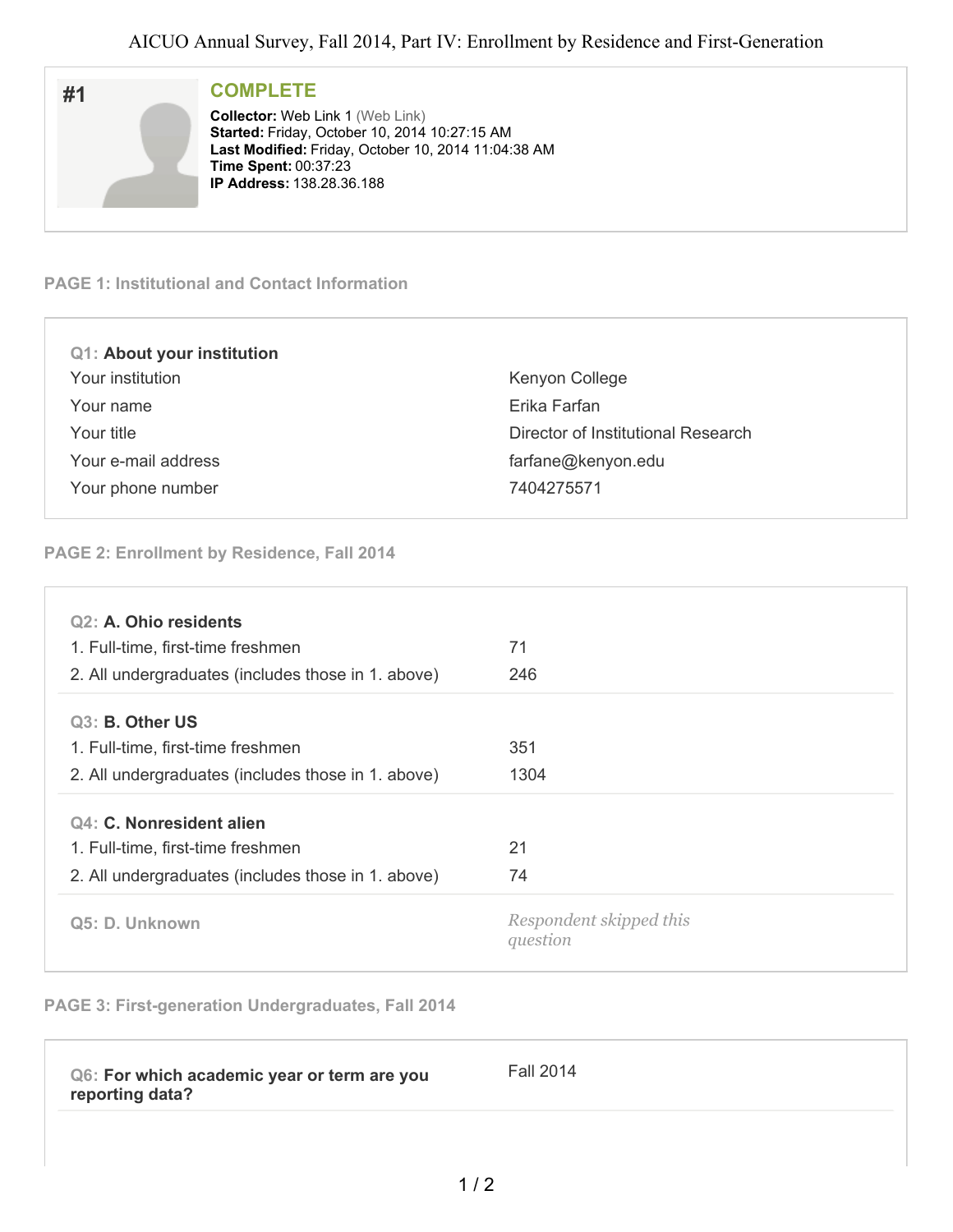AICUO Annual Survey, Fall 2014, Part IV: Enrollment by Residence and First-Generation

## #1

### COMPLETE

**Collector:** Web Link 1 (Web Link)
**Started:** Friday, October 10, 2014 10:27:15 AM
**Last Modified:** Friday, October 10, 2014 11:04:38 AM
**Time Spent:** 00:37:23
**IP Address:** 138.28.36.188

### PAGE 1: Institutional and Contact Information

**Q1: About your institution**

| | |
|---|---|
| Your institution | Kenyon College |
| Your name | Erika Farfan |
| Your title | Director of Institutional Research |
| Your e-mail address | farfane@kenyon.edu |
| Your phone number | 7404275571 |

### PAGE 2: Enrollment by Residence, Fall 2014

**Q2: A. Ohio residents**

| | |
|---|---|
| 1. Full-time, first-time freshmen | 71 |
| 2. All undergraduates (includes those in 1. above) | 246 |

**Q3: B. Other US**

| | |
|---|---|
| 1. Full-time, first-time freshmen | 351 |
| 2. All undergraduates (includes those in 1. above) | 1304 |

**Q4: C. Nonresident alien**

| | |
|---|---|
| 1. Full-time, first-time freshmen | 21 |
| 2. All undergraduates (includes those in 1. above) | 74 |

**Q5: D. Unknown** — *Respondent skipped this question*

### PAGE 3: First-generation Undergraduates, Fall 2014

**Q6: For which academic year or term are you reporting data?** — Fall 2014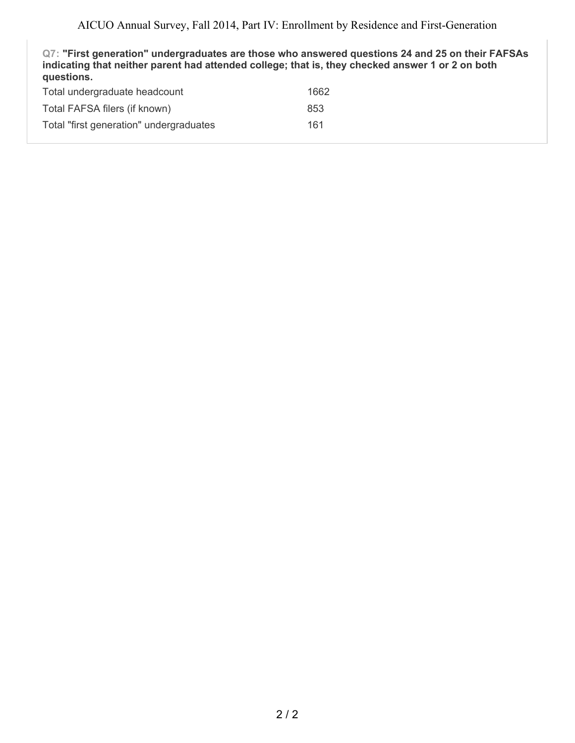**Q7: "First generation" undergraduates are those who answered questions 24 and 25 on their FAFSAs indicating that neither parent had attended college; that is, they checked answer 1 or 2 on both questions.**

| | |
|---|---|
| Total undergraduate headcount | 1662 |
| Total FAFSA filers (if known) | 853 |
| Total "first generation" undergraduates | 161 |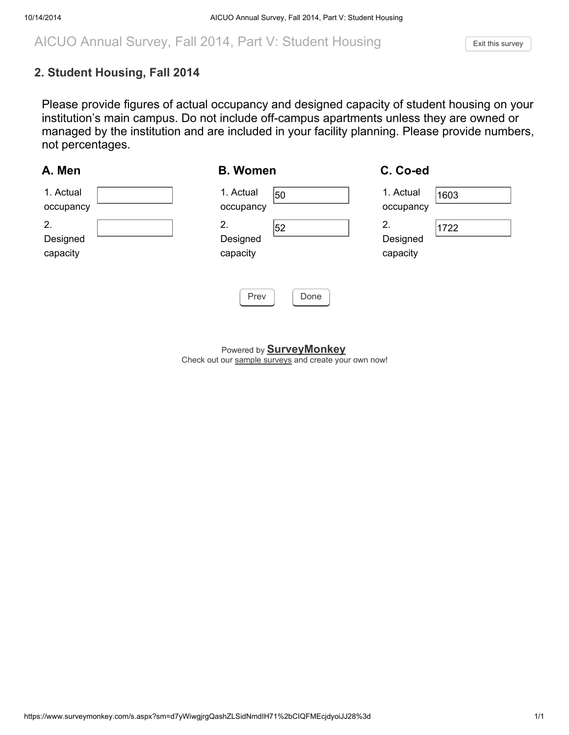# AICUO Annual Survey, Fall 2014, Part V: Student Housing

## 2. Student Housing, Fall 2014

Please provide figures of actual occupancy and designed capacity of student housing on your institution's main campus. Do not include off-campus apartments unless they are owned or managed by the institution and are included in your facility planning. Please provide numbers, not percentages.

| | A. Men | B. Women | C. Co-ed |
|---|---|---|---|
| 1. Actual occupancy | | 50 | 1603 |
| 2. Designed capacity | | 52 | 1722 |

Prev Done

Powered by **SurveyMonkey**
Check out our sample surveys and create your own now!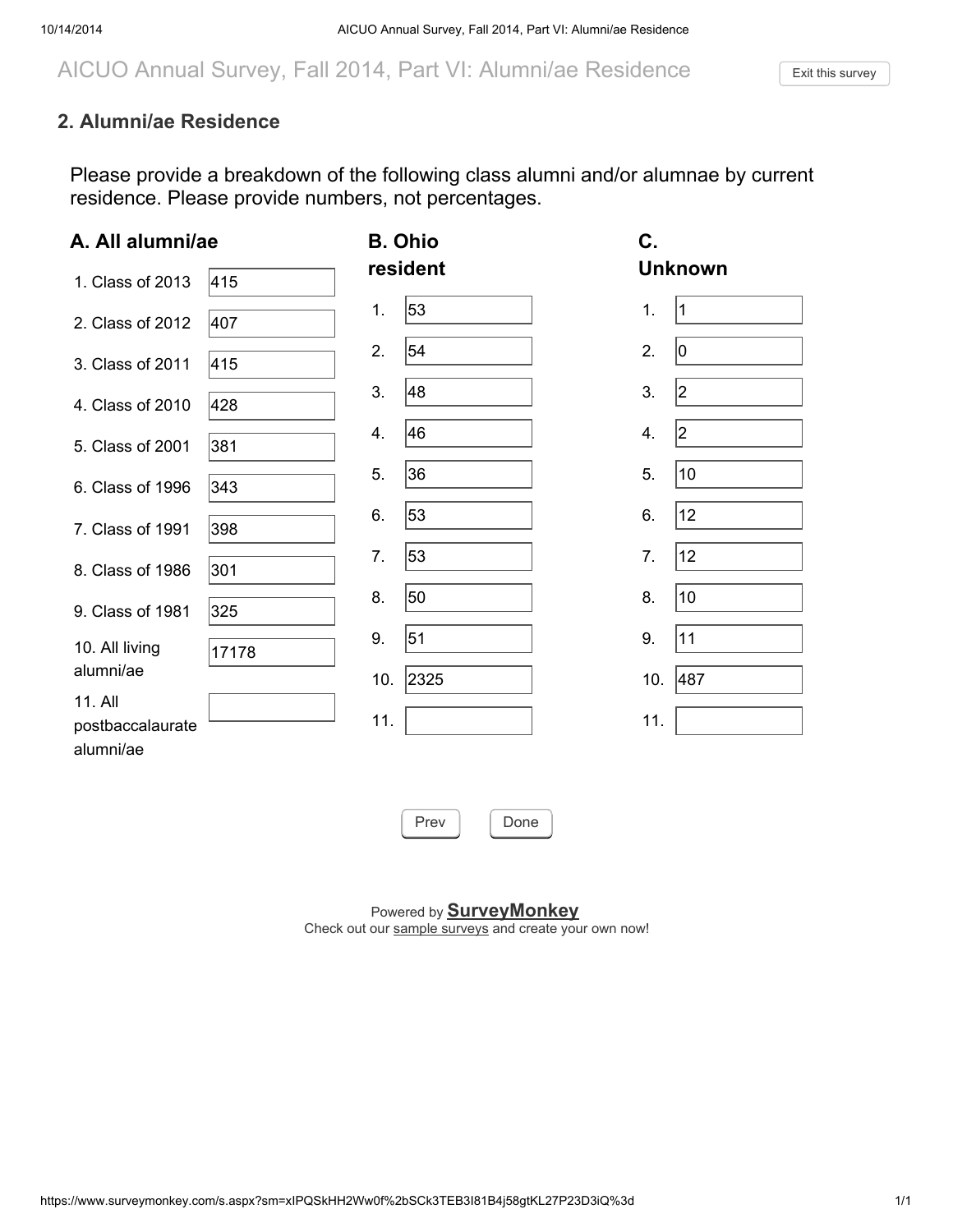# AICUO Annual Survey, Fall 2014, Part VI: Alumni/ae Residence

Exit this survey

## 2. Alumni/ae Residence

Please provide a breakdown of the following class alumni and/or alumnae by current residence. Please provide numbers, not percentages.

| A. All alumni/ae | | B. Ohio resident | C. Unknown |
|---|---|---|---|
| 1. Class of 2013 | 415 | 53 | 1 |
| 2. Class of 2012 | 407 | 54 | 0 |
| 3. Class of 2011 | 415 | 48 | 2 |
| 4. Class of 2010 | 428 | 46 | 2 |
| 5. Class of 2001 | 381 | 36 | 10 |
| 6. Class of 1996 | 343 | 53 | 12 |
| 7. Class of 1991 | 398 | 53 | 12 |
| 8. Class of 1986 | 301 | 50 | 10 |
| 9. Class of 1981 | 325 | 51 | 11 |
| 10. All living alumni/ae | 17178 | 2325 | 487 |
| 11. All postbaccalaurate alumni/ae | | | |

Prev Done

Powered by **SurveyMonkey**
Check out our sample surveys and create your own now!